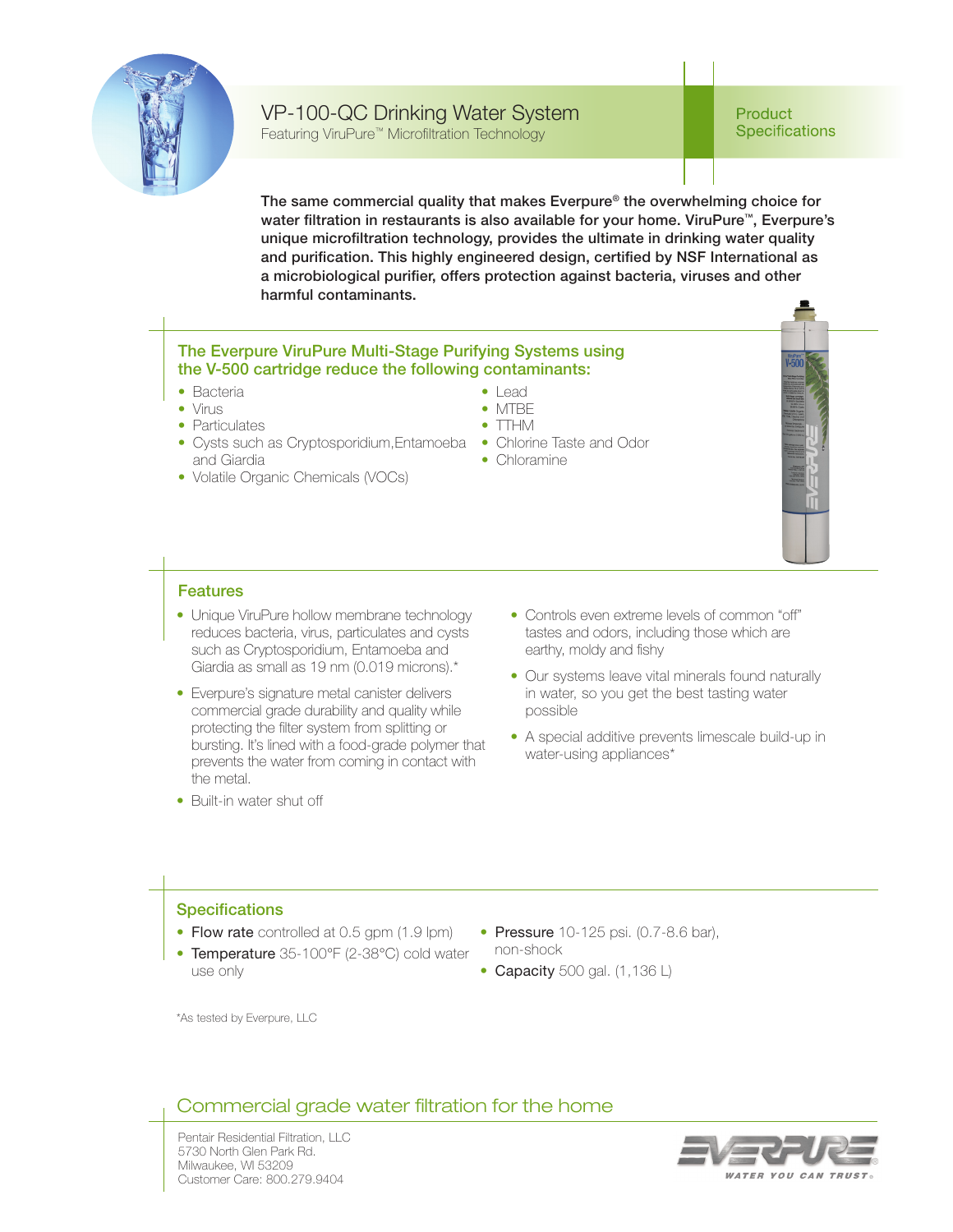# VP-100-QC Drinking Water System

Featuring ViruPure™ Microfiltration Technology

Product Specifications

**The same commercial quality that makes Everpure® the overwhelming choice for water filtration in restaurants is also available for your home. ViruPure™, Everpure's unique microfiltration technology, provides the ultimate in drinking water quality and purification. This highly engineered design, certified by NSF International as a microbiological purifier, offers protection against bacteria, viruses and other harmful contaminants.**

## The Everpure ViruPure Multi-Stage Purifying Systems using the V-500 cartridge reduce the following contaminants:

- Bacteria
- Virus
- Particulates
- Cysts such as Cryptosporidium,Entamoeba and Giardia
- Volatile Organic Chemicals (VOCs)
- Lead
- MTBE
- TTHM
- Chlorine Taste and Odor
- Chloramine

## Features

- Unique ViruPure hollow membrane technology reduces bacteria, virus, particulates and cysts such as Cryptosporidium, Entamoeba and Giardia as small as 19 nm (0.019 microns).*
- Everpure's signature metal canister delivers commercial grade durability and quality while protecting the filter system from splitting or bursting. It's lined with a food-grade polymer that prevents the water from coming in contact with the metal.
- Built-in water shut off
- Controls even extreme levels of common "off" tastes and odors, including those which are earthy, moldy and fishy
- Our systems leave vital minerals found naturally in water, so you get the best tasting water possible
- A special additive prevents limescale build-up in water-using appliances*

## Specifications

- **Flow rate** controlled at 0.5 gpm (1.9 lpm)
- **Temperature** 35-100°F (2-38°C) cold water use only
- **Pressure** 10-125 psi. (0.7-8.6 bar), non-shock
- **Capacity** 500 gal. (1,136 L)

*As tested by Everpure, LLC

## Commercial grade water filtration for the home

Pentair Residential Filtration, LLC
5730 North Glen Park Rd.
Milwaukee, WI 53209
Customer Care: 800.279.9404

EVERPURE® WATER YOU CAN TRUST®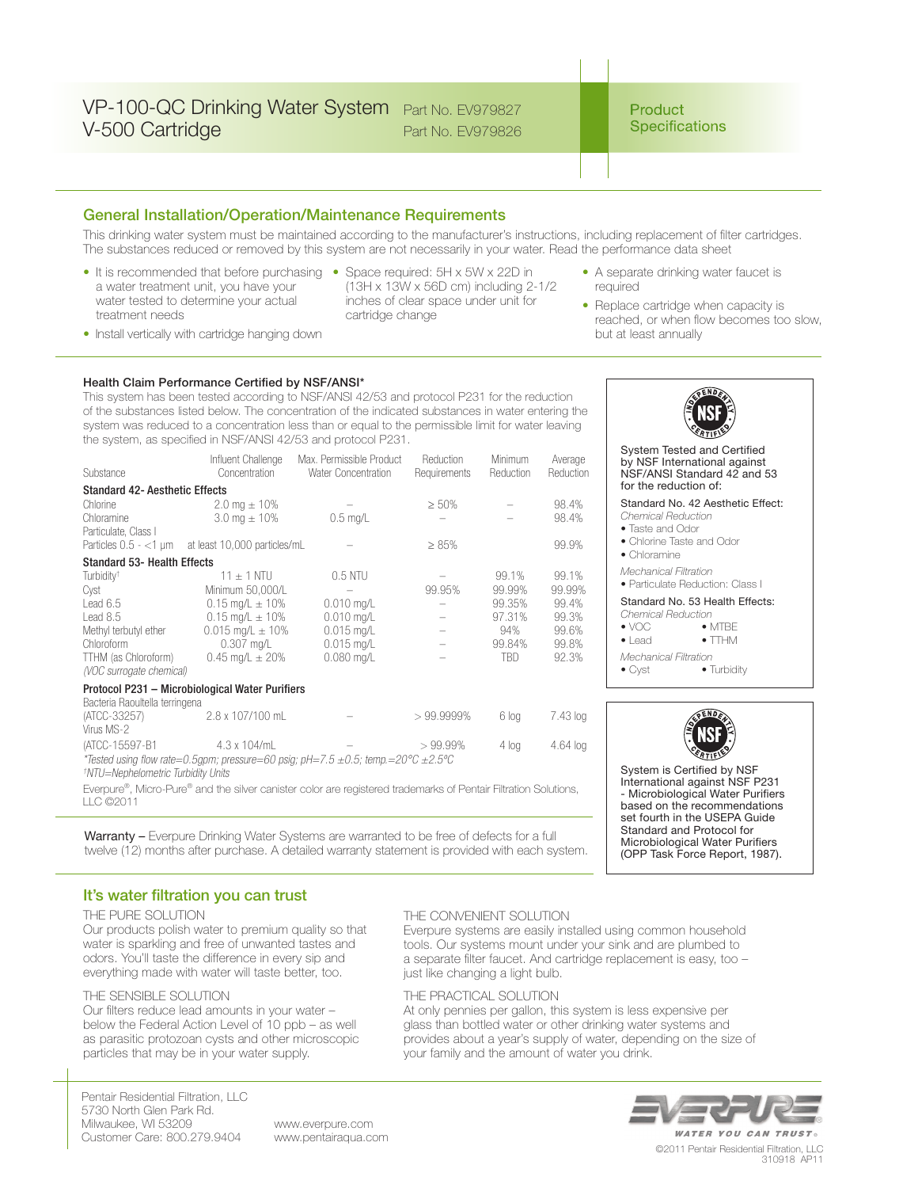# VP-100-QC Drinking Water System — Part No. EV979827
# V-500 Cartridge — Part No. EV979826

**Product Specifications**

## General Installation/Operation/Maintenance Requirements

This drinking water system must be maintained according to the manufacturer's instructions, including replacement of filter cartridges. The substances reduced or removed by this system are not necessarily in your water. Read the performance data sheet

- It is recommended that before purchasing a water treatment unit, you have your water tested to determine your actual treatment needs
- Install vertically with cartridge hanging down
- Space required: 5H x 5W x 22D in (13H x 13W x 56D cm) including 2-1/2 inches of clear space under unit for cartridge change
- A separate drinking water faucet is required
- Replace cartridge when capacity is reached, or when flow becomes too slow, but at least annually

### Health Claim Performance Certified by NSF/ANSI*

This system has been tested according to NSF/ANSI 42/53 and protocol P231 for the reduction of the substances listed below. The concentration of the indicated substances in water entering the system was reduced to a concentration less than or equal to the permissible limit for water leaving the system, as specified in NSF/ANSI 42/53 and protocol P231.

| Substance | Influent Challenge Concentration | Max. Permissible Product Water Concentration | Reduction Requirements | Minimum Reduction | Average Reduction |
|---|---|---|---|---|---|
| **Standard 42- Aesthetic Effects** | | | | | |
| Chlorine | 2.0 mg ± 10% | – | ≥ 50% | – | 98.4% |
| Chloramine | 3.0 mg ± 10% | 0.5 mg/L | – | – | 98.4% |
| Particulate, Class I | | | | | |
| Particles 0.5 - <1 µm | at least 10,000 particles/mL | – | ≥ 85% | | 99.9% |
| **Standard 53- Health Effects** | | | | | |
| Turbidity† | 11 ± 1 NTU | 0.5 NTU | – | 99.1% | 99.1% |
| Cyst | Minimum 50,000/L | – | 99.95% | 99.99% | 99.99% |
| Lead 6.5 | 0.15 mg/L ± 10% | 0.010 mg/L | – | 99.35% | 99.4% |
| Lead 8.5 | 0.15 mg/L ± 10% | 0.010 mg/L | – | 97.31% | 99.3% |
| Methyl terbutyl ether | 0.015 mg/L ± 10% | 0.015 mg/L | – | 94% | 99.6% |
| Chloroform | 0.307 mg/L | 0.015 mg/L | – | 99.84% | 99.8% |
| TTHM (as Chloroform) *(VOC surrogate chemical)* | 0.45 mg/L ± 20% | 0.080 mg/L | – | TBD | 92.3% |
| **Protocol P231 – Microbiological Water Purifiers** | | | | | |
| Bacteria Raoultella terringena (ATCC-33257) | 2.8 x 107/100 mL | – | > 99.9999% | 6 log | 7.43 log |
| Virus MS-2 (ATCC-15597-B1 | 4.3 x 104/mL | – | > 99.99% | 4 log | 4.64 log |

*\*Tested using flow rate=0.5gpm; pressure=60 psig; pH=7.5 ±0.5; temp.=20°C ±2.5°C*

*†NTU=Nephelometric Turbidity Units*

Everpure®, Micro-Pure® and the silver canister color are registered trademarks of Pentair Filtration Solutions, LLC ©2011

**Warranty –** Everpure Drinking Water Systems are warranted to be free of defects for a full twelve (12) months after purchase. A detailed warranty statement is provided with each system.

NSF Independently Certified

System Tested and Certified by NSF International against NSF/ANSI Standard 42 and 53 for the reduction of:

Standard No. 42 Aesthetic Effect:

*Chemical Reduction*
- Taste and Odor
- Chlorine Taste and Odor
- Chloramine

*Mechanical Filtration*
- Particulate Reduction: Class I

Standard No. 53 Health Effects:

*Chemical Reduction*
- VOC
- MTBE
- Lead
- TTHM

*Mechanical Filtration*
- Cyst
- Turbidity

NSF Independently Certified

System is Certified by NSF International against NSF P231 - Microbiological Water Purifiers based on the recommendations set fourth in the USEPA Guide Standard and Protocol for Microbiological Water Purifiers (OPP Task Force Report, 1987).

## It's water filtration you can trust

THE PURE SOLUTION
Our products polish water to premium quality so that water is sparkling and free of unwanted tastes and odors. You'll taste the difference in every sip and everything made with water will taste better, too.

THE SENSIBLE SOLUTION
Our filters reduce lead amounts in your water – below the Federal Action Level of 10 ppb – as well as parasitic protozoan cysts and other microscopic particles that may be in your water supply.

THE CONVENIENT SOLUTION
Everpure systems are easily installed using common household tools. Our systems mount under your sink and are plumbed to a separate filter faucet. And cartridge replacement is easy, too – just like changing a light bulb.

THE PRACTICAL SOLUTION
At only pennies per gallon, this system is less expensive per glass than bottled water or other drinking water systems and provides about a year's supply of water, depending on the size of your family and the amount of water you drink.

Pentair Residential Filtration, LLC
5730 North Glen Park Rd.
Milwaukee, WI 53209
Customer Care: 800.279.9404

www.everpure.com
www.pentairaqua.com

EVERPURE® — WATER YOU CAN TRUST®

©2011 Pentair Residential Filtration, LLC
310918 AP11